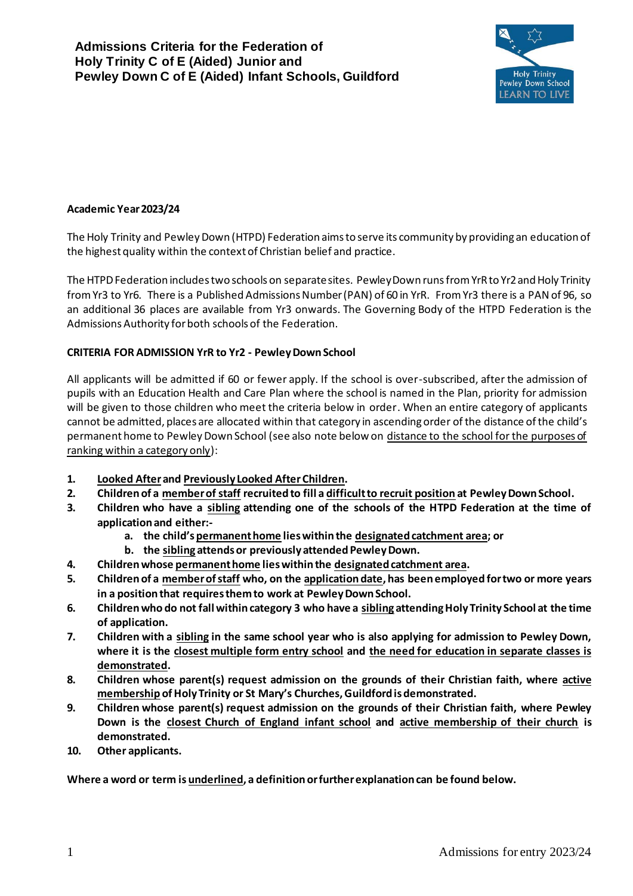# Admissions Criteria for the Federation of Holy Trinity C of E (Aided) Junior and Pewley Down C of E (Aided) Infant Schools, Guildford

**Academic Year 2023/24**

The Holy Trinity and Pewley Down (HTPD) Federation aims to serve its community by providing an education of the highest quality within the context of Christian belief and practice.

The HTPD Federation includes two schools on separate sites. Pewley Down runs from YrR to Yr2 and Holy Trinity from Yr3 to Yr6. There is a Published Admissions Number (PAN) of 60 in YrR. From Yr3 there is a PAN of 96, so an additional 36 places are available from Yr3 onwards. The Governing Body of the HTPD Federation is the Admissions Authority for both schools of the Federation.

**CRITERIA FOR ADMISSION YrR to Yr2 - Pewley Down School**

All applicants will be admitted if 60 or fewer apply. If the school is over-subscribed, after the admission of pupils with an Education Health and Care Plan where the school is named in the Plan, priority for admission will be given to those children who meet the criteria below in order. When an entire category of applicants cannot be admitted, places are allocated within that category in ascending order of the distance of the child's permanent home to Pewley Down School (see also note below on <u>distance to the school for the purposes of ranking within a category only</u>):

1. **<u>Looked After</u> and <u>Previously Looked After Children</u>.**
2. **Children of a <u>member of staff</u> recruited to fill a <u>difficult to recruit position</u> at Pewley Down School.**
3. **Children who have a <u>sibling</u> attending one of the schools of the HTPD Federation at the time of application and either:-**
   a. **the child's <u>permanent home</u> lies within the <u>designated catchment area</u>; or**
   b. **the <u>sibling</u> attends or previously attended Pewley Down.**
4. **Children whose <u>permanent home</u> lies within the <u>designated catchment area</u>.**
5. **Children of a <u>member of staff</u> who, on the <u>application date</u>, has been employed for two or more years in a position that requires them to work at Pewley Down School.**
6. **Children who do not fall within category 3 who have a <u>sibling</u> attending Holy Trinity School at the time of application.**
7. **Children with a <u>sibling</u> in the same school year who is also applying for admission to Pewley Down, where it is the <u>closest multiple form entry school</u> and <u>the need for education in separate classes is demonstrated</u>.**
8. **Children whose parent(s) request admission on the grounds of their Christian faith, where <u>active membership</u> of Holy Trinity or St Mary's Churches, Guildford is demonstrated.**
9. **Children whose parent(s) request admission on the grounds of their Christian faith, where Pewley Down is the <u>closest Church of England infant school</u> and <u>active membership of their church</u> is demonstrated.**
10. **Other applicants.**

**Where a word or term is <u>underlined</u>, a definition or further explanation can be found below.**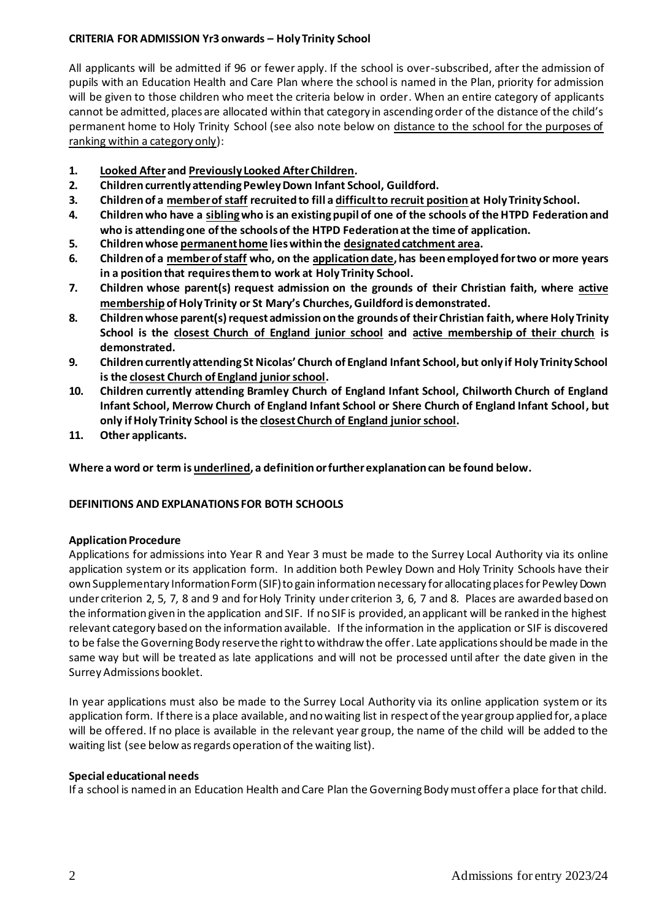**CRITERIA FOR ADMISSION Yr3 onwards – Holy Trinity School**

All applicants will be admitted if 96 or fewer apply. If the school is over-subscribed, after the admission of pupils with an Education Health and Care Plan where the school is named in the Plan, priority for admission will be given to those children who meet the criteria below in order. When an entire category of applicants cannot be admitted, places are allocated within that category in ascending order of the distance of the child's permanent home to Holy Trinity School (see also note below on <u>distance to the school for the purposes of ranking within a category only</u>):

1. **<u>Looked After</u> and <u>Previously Looked After Children</u>.**
2. **Children currently attending Pewley Down Infant School, Guildford.**
3. **Children of a <u>member of staff</u> recruited to fill a <u>difficult to recruit position</u> at Holy Trinity School.**
4. **Children who have a <u>sibling</u> who is an existing pupil of one of the schools of the HTPD Federation and who is attending one of the schools of the HTPD Federation at the time of application.**
5. **Children whose <u>permanent home</u> lies within the <u>designated catchment area</u>.**
6. **Children of a <u>member of staff</u> who, on the <u>application date</u>, has been employed for two or more years in a position that requires them to work at Holy Trinity School.**
7. **Children whose parent(s) request admission on the grounds of their Christian faith, where <u>active membership</u> of Holy Trinity or St Mary's Churches, Guildford is demonstrated.**
8. **Children whose parent(s) request admission on the grounds of their Christian faith, where Holy Trinity School is the <u>closest Church of England junior school</u> and <u>active membership of their church</u> is demonstrated.**
9. **Children currently attending St Nicolas' Church of England Infant School, but only if Holy Trinity School is the <u>closest Church of England junior school</u>.**
10. **Children currently attending Bramley Church of England Infant School, Chilworth Church of England Infant School, Merrow Church of England Infant School or Shere Church of England Infant School, but only if Holy Trinity School is the <u>closest Church of England junior school</u>.**
11. **Other applicants.**

**Where a word or term is <u>underlined</u>, a definition or further explanation can be found below.**

**DEFINITIONS AND EXPLANATIONS FOR BOTH SCHOOLS**

**Application Procedure**

Applications for admissions into Year R and Year 3 must be made to the Surrey Local Authority via its online application system or its application form. In addition both Pewley Down and Holy Trinity Schools have their own Supplementary Information Form (SIF) to gain information necessary for allocating places for Pewley Down under criterion 2, 5, 7, 8 and 9 and for Holy Trinity under criterion 3, 6, 7 and 8. Places are awarded based on the information given in the application and SIF. If no SIF is provided, an applicant will be ranked in the highest relevant category based on the information available. If the information in the application or SIF is discovered to be false the Governing Body reserve the right to withdraw the offer. Late applications should be made in the same way but will be treated as late applications and will not be processed until after the date given in the Surrey Admissions booklet.

In year applications must also be made to the Surrey Local Authority via its online application system or its application form. If there is a place available, and no waiting list in respect of the year group applied for, a place will be offered. If no place is available in the relevant year group, the name of the child will be added to the waiting list (see below as regards operation of the waiting list).

**Special educational needs**

If a school is named in an Education Health and Care Plan the Governing Body must offer a place for that child.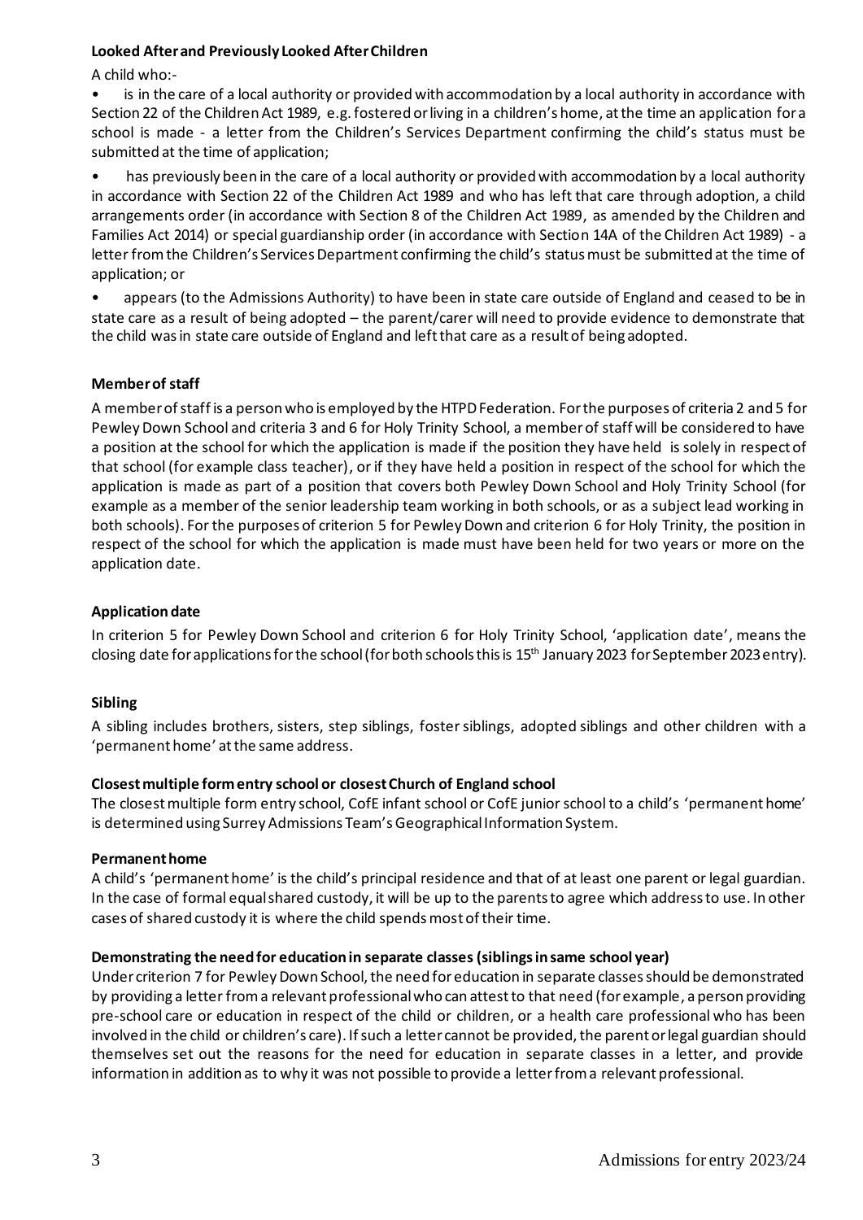**Looked After and Previously Looked After Children**

A child who:-

- is in the care of a local authority or provided with accommodation by a local authority in accordance with Section 22 of the Children Act 1989, e.g. fostered or living in a children's home, at the time an application for a school is made - a letter from the Children's Services Department confirming the child's status must be submitted at the time of application;
- has previously been in the care of a local authority or provided with accommodation by a local authority in accordance with Section 22 of the Children Act 1989 and who has left that care through adoption, a child arrangements order (in accordance with Section 8 of the Children Act 1989, as amended by the Children and Families Act 2014) or special guardianship order (in accordance with Section 14A of the Children Act 1989) - a letter from the Children's Services Department confirming the child's status must be submitted at the time of application; or
- appears (to the Admissions Authority) to have been in state care outside of England and ceased to be in state care as a result of being adopted – the parent/carer will need to provide evidence to demonstrate that the child was in state care outside of England and left that care as a result of being adopted.

**Member of staff**

A member of staff is a person who is employed by the HTPD Federation. For the purposes of criteria 2 and 5 for Pewley Down School and criteria 3 and 6 for Holy Trinity School, a member of staff will be considered to have a position at the school for which the application is made if the position they have held is solely in respect of that school (for example class teacher), or if they have held a position in respect of the school for which the application is made as part of a position that covers both Pewley Down School and Holy Trinity School (for example as a member of the senior leadership team working in both schools, or as a subject lead working in both schools). For the purposes of criterion 5 for Pewley Down and criterion 6 for Holy Trinity, the position in respect of the school for which the application is made must have been held for two years or more on the application date.

**Application date**

In criterion 5 for Pewley Down School and criterion 6 for Holy Trinity School, 'application date', means the closing date for applications for the school (for both schools this is 15th January 2023 for September 2023 entry).

**Sibling**

A sibling includes brothers, sisters, step siblings, foster siblings, adopted siblings and other children with a 'permanent home' at the same address.

**Closest multiple form entry school or closest Church of England school**

The closest multiple form entry school, CofE infant school or CofE junior school to a child's 'permanent home' is determined using Surrey Admissions Team's Geographical Information System.

**Permanent home**

A child's 'permanent home' is the child's principal residence and that of at least one parent or legal guardian. In the case of formal equal shared custody, it will be up to the parents to agree which address to use. In other cases of shared custody it is where the child spends most of their time.

**Demonstrating the need for education in separate classes (siblings in same school year)**

Under criterion 7 for Pewley Down School, the need for education in separate classes should be demonstrated by providing a letter from a relevant professional who can attest to that need (for example, a person providing pre-school care or education in respect of the child or children, or a health care professional who has been involved in the child or children's care). If such a letter cannot be provided, the parent or legal guardian should themselves set out the reasons for the need for education in separate classes in a letter, and provide information in addition as to why it was not possible to provide a letter from a relevant professional.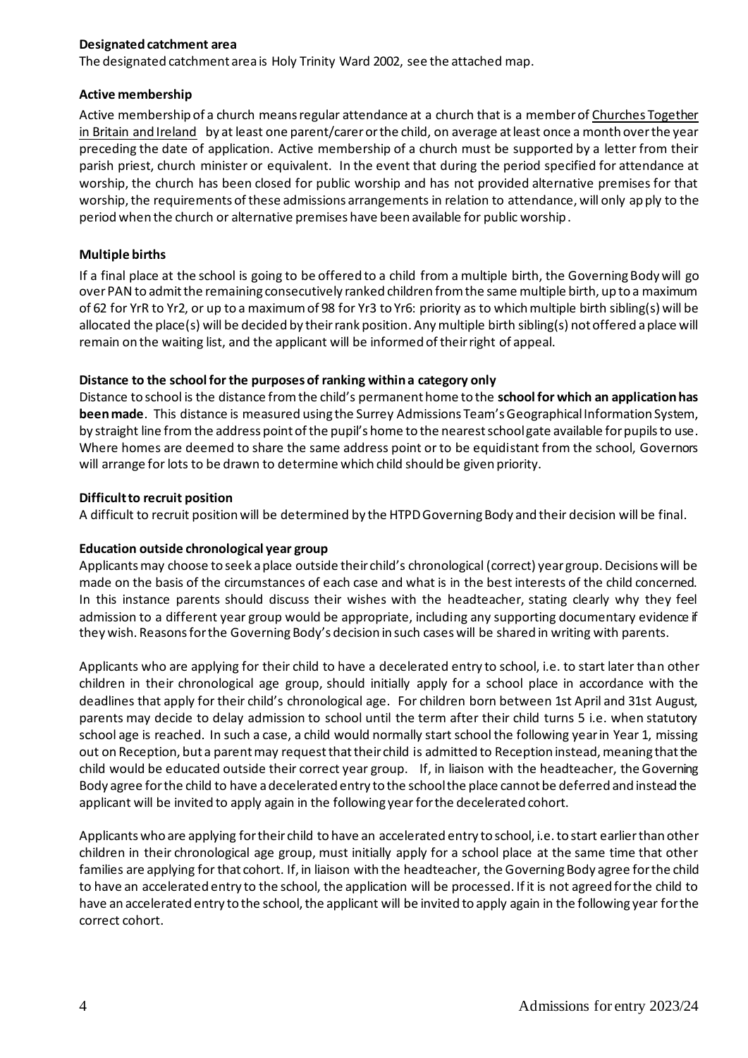**Designated catchment area**

The designated catchment area is Holy Trinity Ward 2002, see the attached map.

**Active membership**

Active membership of a church means regular attendance at a church that is a member of Churches Together in Britain and Ireland by at least one parent/carer or the child, on average at least once a month over the year preceding the date of application. Active membership of a church must be supported by a letter from their parish priest, church minister or equivalent. In the event that during the period specified for attendance at worship, the church has been closed for public worship and has not provided alternative premises for that worship, the requirements of these admissions arrangements in relation to attendance, will only apply to the period when the church or alternative premises have been available for public worship.

**Multiple births**

If a final place at the school is going to be offered to a child from a multiple birth, the Governing Body will go over PAN to admit the remaining consecutively ranked children from the same multiple birth, up to a maximum of 62 for YrR to Yr2, or up to a maximum of 98 for Yr3 to Yr6: priority as to which multiple birth sibling(s) will be allocated the place(s) will be decided by their rank position. Any multiple birth sibling(s) not offered a place will remain on the waiting list, and the applicant will be informed of their right of appeal.

**Distance to the school for the purposes of ranking within a category only**

Distance to school is the distance from the child's permanent home to the **school for which an application has been made**. This distance is measured using the Surrey Admissions Team's Geographical Information System, by straight line from the address point of the pupil's home to the nearest school gate available for pupils to use. Where homes are deemed to share the same address point or to be equidistant from the school, Governors will arrange for lots to be drawn to determine which child should be given priority.

**Difficult to recruit position**

A difficult to recruit position will be determined by the HTPD Governing Body and their decision will be final.

**Education outside chronological year group**

Applicants may choose to seek a place outside their child's chronological (correct) year group. Decisions will be made on the basis of the circumstances of each case and what is in the best interests of the child concerned. In this instance parents should discuss their wishes with the headteacher, stating clearly why they feel admission to a different year group would be appropriate, including any supporting documentary evidence if they wish. Reasons for the Governing Body's decision in such cases will be shared in writing with parents.

Applicants who are applying for their child to have a decelerated entry to school, i.e. to start later than other children in their chronological age group, should initially apply for a school place in accordance with the deadlines that apply for their child's chronological age. For children born between 1st April and 31st August, parents may decide to delay admission to school until the term after their child turns 5 i.e. when statutory school age is reached. In such a case, a child would normally start school the following year in Year 1, missing out on Reception, but a parent may request that their child is admitted to Reception instead, meaning that the child would be educated outside their correct year group. If, in liaison with the headteacher, the Governing Body agree for the child to have a decelerated entry to the school the place cannot be deferred and instead the applicant will be invited to apply again in the following year for the decelerated cohort.

Applicants who are applying for their child to have an accelerated entry to school, i.e. to start earlier than other children in their chronological age group, must initially apply for a school place at the same time that other families are applying for that cohort. If, in liaison with the headteacher, the Governing Body agree for the child to have an accelerated entry to the school, the application will be processed. If it is not agreed for the child to have an accelerated entry to the school, the applicant will be invited to apply again in the following year for the correct cohort.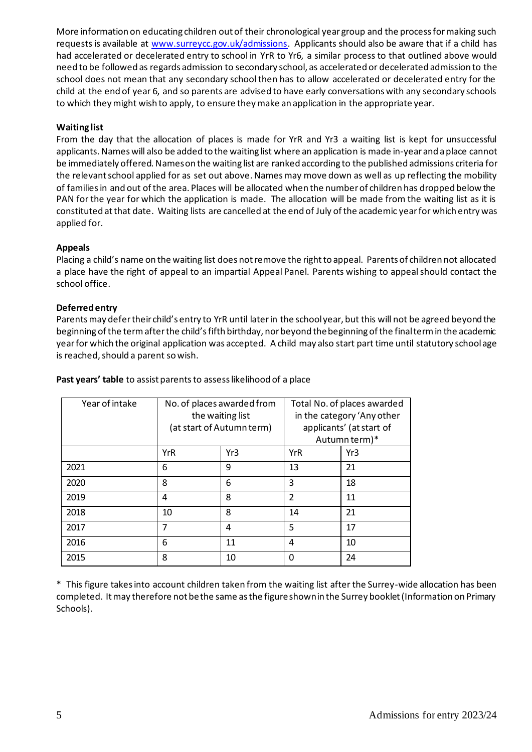More information on educating children out of their chronological year group and the process for making such requests is available at [www.surreycc.gov.uk/admissions](http://www.surreycc.gov.uk/admissions). Applicants should also be aware that if a child has had accelerated or decelerated entry to school in YrR to Yr6, a similar process to that outlined above would need to be followed as regards admission to secondary school, as accelerated or decelerated admission to the school does not mean that any secondary school then has to allow accelerated or decelerated entry for the child at the end of year 6, and so parents are advised to have early conversations with any secondary schools to which they might wish to apply, to ensure they make an application in the appropriate year.

**Waiting list**

From the day that the allocation of places is made for YrR and Yr3 a waiting list is kept for unsuccessful applicants. Names will also be added to the waiting list where an application is made in-year and a place cannot be immediately offered. Names on the waiting list are ranked according to the published admissions criteria for the relevant school applied for as set out above. Names may move down as well as up reflecting the mobility of families in and out of the area. Places will be allocated when the number of children has dropped below the PAN for the year for which the application is made. The allocation will be made from the waiting list as it is constituted at that date. Waiting lists are cancelled at the end of July of the academic year for which entry was applied for.

**Appeals**

Placing a child's name on the waiting list does not remove the right to appeal. Parents of children not allocated a place have the right of appeal to an impartial Appeal Panel. Parents wishing to appeal should contact the school office.

**Deferred entry**

Parents may defer their child's entry to YrR until later in the school year, but this will not be agreed beyond the beginning of the term after the child's fifth birthday, nor beyond the beginning of the final term in the academic year for which the original application was accepted. A child may also start part time until statutory school age is reached, should a parent so wish.

**Past years' table** to assist parents to assess likelihood of a place

| Year of intake | No. of places awarded from the waiting list (at start of Autumn term) | | Total No. of places awarded in the category 'Any other applicants' (at start of Autumn term)* | |
|---|---|---|---|---|
| | YrR | Yr3 | YrR | Yr3 |
| 2021 | 6 | 9 | 13 | 21 |
| 2020 | 8 | 6 | 3 | 18 |
| 2019 | 4 | 8 | 2 | 11 |
| 2018 | 10 | 8 | 14 | 21 |
| 2017 | 7 | 4 | 5 | 17 |
| 2016 | 6 | 11 | 4 | 10 |
| 2015 | 8 | 10 | 0 | 24 |

* This figure takes into account children taken from the waiting list after the Surrey-wide allocation has been completed. It may therefore not be the same as the figure shown in the Surrey booklet (Information on Primary Schools).